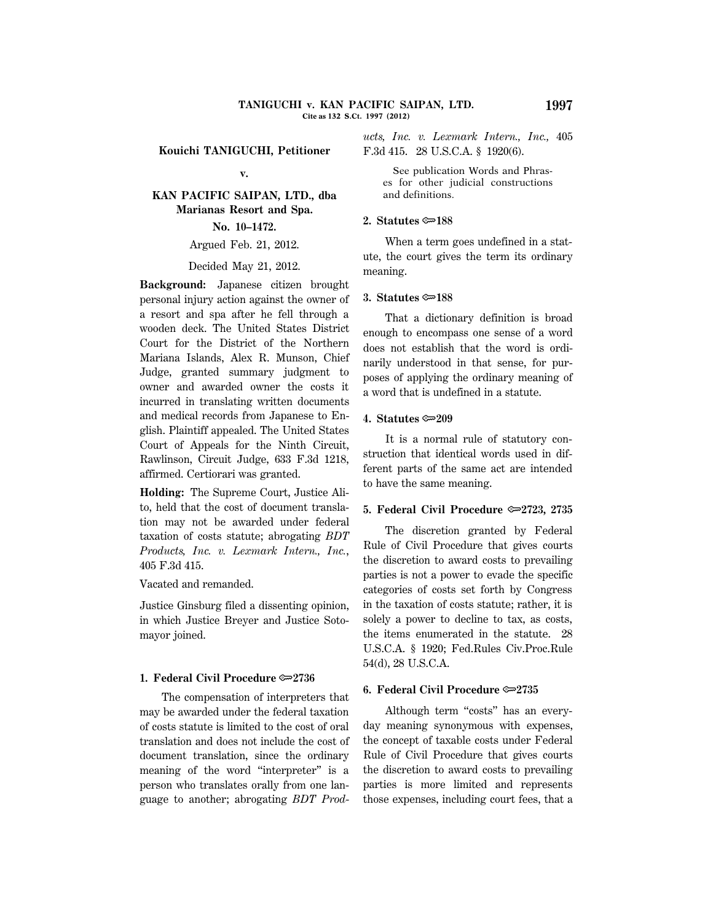**Kouichi TANIGUCHI, Petitioner**

**v.**

**KAN PACIFIC SAIPAN, LTD., dba Marianas Resort and Spa.**

**No. 10–1472.**

Argued Feb. 21, 2012.

Decided May 21, 2012.

**Background:** Japanese citizen brought personal injury action against the owner of a resort and spa after he fell through a wooden deck. The United States District Court for the District of the Northern Mariana Islands, Alex R. Munson, Chief Judge, granted summary judgment to owner and awarded owner the costs it incurred in translating written documents and medical records from Japanese to English. Plaintiff appealed. The United States Court of Appeals for the Ninth Circuit, Rawlinson, Circuit Judge, 633 F.3d 1218, affirmed. Certiorari was granted.

**Holding:** The Supreme Court, Justice Alito, held that the cost of document translation may not be awarded under federal taxation of costs statute; abrogating *BDT Products, Inc. v. Lexmark Intern., Inc.*, 405 F.3d 415.

Vacated and remanded.

Justice Ginsburg filed a dissenting opinion, in which Justice Breyer and Justice Sotomayor joined.

**1. Federal Civil Procedure ⊜2736**

The compensation of interpreters that may be awarded under the federal taxation of costs statute is limited to the cost of oral translation and does not include the cost of document translation, since the ordinary meaning of the word "interpreter" is a person who translates orally from one language to another; abrogating *BDT Products, Inc. v. Lexmark Intern., Inc.,* 405 F.3d 415. 28 U.S.C.A. § 1920(6).

See publication Words and Phrases for other judicial constructions and definitions.

**2. Statutes ⊜188**

When a term goes undefined in a statute, the court gives the term its ordinary meaning.

**3. Statutes ⊜188**

That a dictionary definition is broad enough to encompass one sense of a word does not establish that the word is ordinarily understood in that sense, for purposes of applying the ordinary meaning of a word that is undefined in a statute.

**4. Statutes ⊜209**

It is a normal rule of statutory construction that identical words used in different parts of the same act are intended to have the same meaning.

**5. Federal Civil Procedure ⊜2723, 2735**

The discretion granted by Federal Rule of Civil Procedure that gives courts the discretion to award costs to prevailing parties is not a power to evade the specific categories of costs set forth by Congress in the taxation of costs statute; rather, it is solely a power to decline to tax, as costs, the items enumerated in the statute. 28 U.S.C.A. § 1920; Fed.Rules Civ.Proc.Rule 54(d), 28 U.S.C.A.

**6. Federal Civil Procedure ⊜2735**

Although term "costs" has an everyday meaning synonymous with expenses, the concept of taxable costs under Federal Rule of Civil Procedure that gives courts the discretion to award costs to prevailing parties is more limited and represents those expenses, including court fees, that a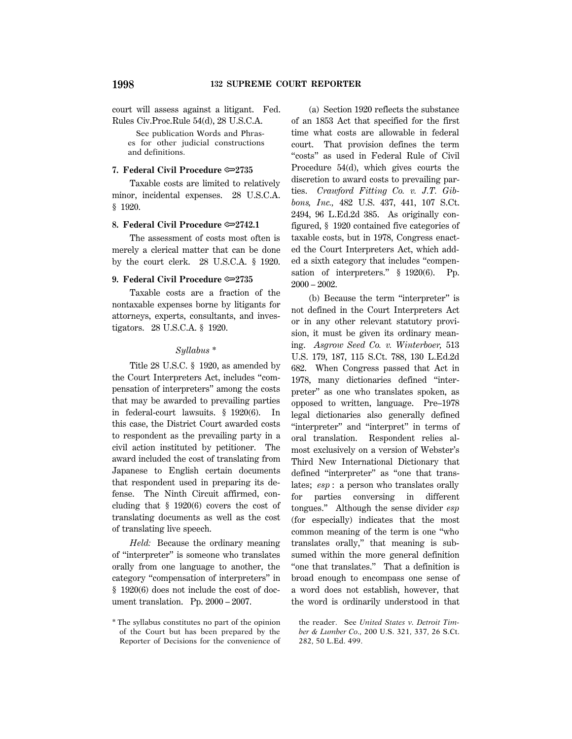court will assess against a litigant. Fed. Rules Civ.Proc.Rule 54(d), 28 U.S.C.A.

See publication Words and Phrases for other judicial constructions and definitions.

**7. Federal Civil Procedure ⇨2735**

Taxable costs are limited to relatively minor, incidental expenses. 28 U.S.C.A. § 1920.

**8. Federal Civil Procedure ⇨2742.1**

The assessment of costs most often is merely a clerical matter that can be done by the court clerk. 28 U.S.C.A. § 1920.

**9. Federal Civil Procedure ⇨2735**

Taxable costs are a fraction of the nontaxable expenses borne by litigants for attorneys, experts, consultants, and investigators. 28 U.S.C.A. § 1920.

*Syllabus* *

Title 28 U.S.C. § 1920, as amended by the Court Interpreters Act, includes "compensation of interpreters" among the costs that may be awarded to prevailing parties in federal-court lawsuits. § 1920(6). In this case, the District Court awarded costs to respondent as the prevailing party in a civil action instituted by petitioner. The award included the cost of translating from Japanese to English certain documents that respondent used in preparing its defense. The Ninth Circuit affirmed, concluding that § 1920(6) covers the cost of translating documents as well as the cost of translating live speech.

*Held:* Because the ordinary meaning of "interpreter" is someone who translates orally from one language to another, the category "compensation of interpreters" in § 1920(6) does not include the cost of document translation. Pp. 2000–2007.

(a) Section 1920 reflects the substance of an 1853 Act that specified for the first time what costs are allowable in federal court. That provision defines the term "costs" as used in Federal Rule of Civil Procedure 54(d), which gives courts the discretion to award costs to prevailing parties. *Crawford Fitting Co. v. J.T. Gibbons, Inc.,* 482 U.S. 437, 441, 107 S.Ct. 2494, 96 L.Ed.2d 385. As originally configured, § 1920 contained five categories of taxable costs, but in 1978, Congress enacted the Court Interpreters Act, which added a sixth category that includes "compensation of interpreters." § 1920(6). Pp. 2000–2002.

(b) Because the term "interpreter" is not defined in the Court Interpreters Act or in any other relevant statutory provision, it must be given its ordinary meaning. *Asgrow Seed Co. v. Winterboer,* 513 U.S. 179, 187, 115 S.Ct. 788, 130 L.Ed.2d 682. When Congress passed that Act in 1978, many dictionaries defined "interpreter" as one who translates spoken, as opposed to written, language. Pre–1978 legal dictionaries also generally defined "interpreter" and "interpret" in terms of oral translation. Respondent relies almost exclusively on a version of Webster's Third New International Dictionary that defined "interpreter" as "one that translates; *esp* : a person who translates orally for parties conversing in different tongues." Although the sense divider *esp* (for especially) indicates that the most common meaning of the term is one "who translates orally," that meaning is subsumed within the more general definition "one that translates." That a definition is broad enough to encompass one sense of a word does not establish, however, that the word is ordinarily understood in that

* The syllabus constitutes no part of the opinion of the Court but has been prepared by the Reporter of Decisions for the convenience of the reader. See *United States v. Detroit Timber & Lumber Co.,* 200 U.S. 321, 337, 26 S.Ct. 282, 50 L.Ed. 499.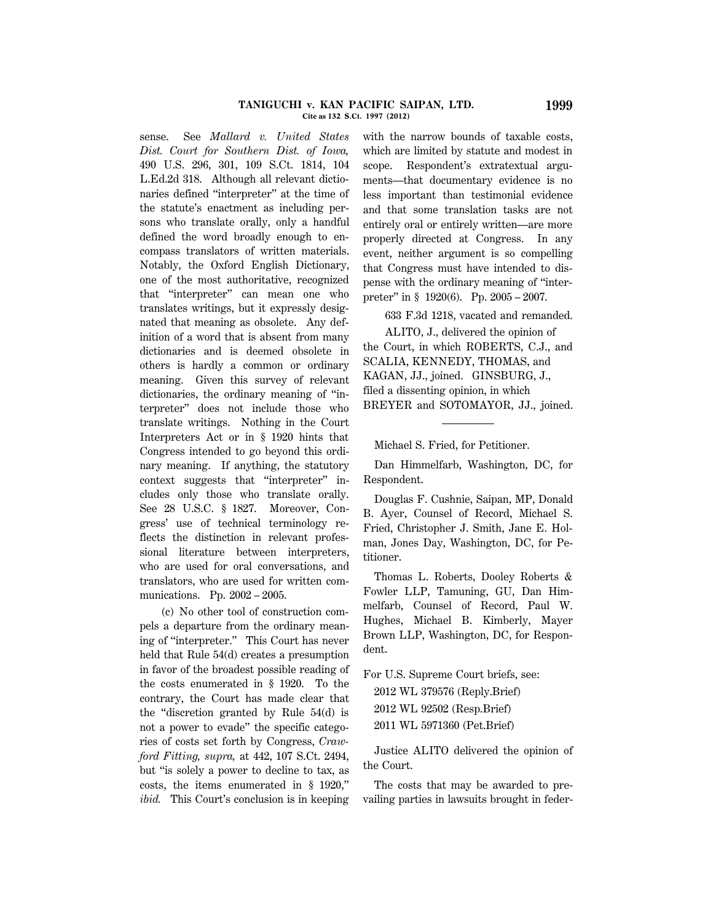sense. See *Mallard v. United States Dist. Court for Southern Dist. of Iowa,* 490 U.S. 296, 301, 109 S.Ct. 1814, 104 L.Ed.2d 318. Although all relevant dictionaries defined "interpreter" at the time of the statute's enactment as including persons who translate orally, only a handful defined the word broadly enough to encompass translators of written materials. Notably, the Oxford English Dictionary, one of the most authoritative, recognized that "interpreter" can mean one who translates writings, but it expressly designated that meaning as obsolete. Any definition of a word that is absent from many dictionaries and is deemed obsolete in others is hardly a common or ordinary meaning. Given this survey of relevant dictionaries, the ordinary meaning of "interpreter" does not include those who translate writings. Nothing in the Court Interpreters Act or in § 1920 hints that Congress intended to go beyond this ordinary meaning. If anything, the statutory context suggests that "interpreter" includes only those who translate orally. See 28 U.S.C. § 1827. Moreover, Congress' use of technical terminology reflects the distinction in relevant professional literature between interpreters, who are used for oral conversations, and translators, who are used for written communications. Pp. 2002 – 2005.

(c) No other tool of construction compels a departure from the ordinary meaning of "interpreter." This Court has never held that Rule 54(d) creates a presumption in favor of the broadest possible reading of the costs enumerated in § 1920. To the contrary, the Court has made clear that the "discretion granted by Rule 54(d) is not a power to evade" the specific categories of costs set forth by Congress, *Crawford Fitting, supra,* at 442, 107 S.Ct. 2494, but "is solely a power to decline to tax, as costs, the items enumerated in § 1920," *ibid.* This Court's conclusion is in keeping with the narrow bounds of taxable costs, which are limited by statute and modest in scope. Respondent's extratextual arguments—that documentary evidence is no less important than testimonial evidence and that some translation tasks are not entirely oral or entirely written—are more properly directed at Congress. In any event, neither argument is so compelling that Congress must have intended to dispense with the ordinary meaning of "interpreter" in § 1920(6). Pp. 2005 – 2007.

633 F.3d 1218, vacated and remanded.

ALITO, J., delivered the opinion of the Court, in which ROBERTS, C.J., and SCALIA, KENNEDY, THOMAS, and KAGAN, JJ., joined. GINSBURG, J., filed a dissenting opinion, in which BREYER and SOTOMAYOR, JJ., joined.

---

Michael S. Fried, for Petitioner.

Dan Himmelfarb, Washington, DC, for Respondent.

Douglas F. Cushnie, Saipan, MP, Donald B. Ayer, Counsel of Record, Michael S. Fried, Christopher J. Smith, Jane E. Holman, Jones Day, Washington, DC, for Petitioner.

Thomas L. Roberts, Dooley Roberts & Fowler LLP, Tamuning, GU, Dan Himmelfarb, Counsel of Record, Paul W. Hughes, Michael B. Kimberly, Mayer Brown LLP, Washington, DC, for Respondent.

For U.S. Supreme Court briefs, see:

2012 WL 379576 (Reply.Brief)

2012 WL 92502 (Resp.Brief)

2011 WL 5971360 (Pet.Brief)

Justice ALITO delivered the opinion of the Court.

The costs that may be awarded to prevailing parties in lawsuits brought in feder-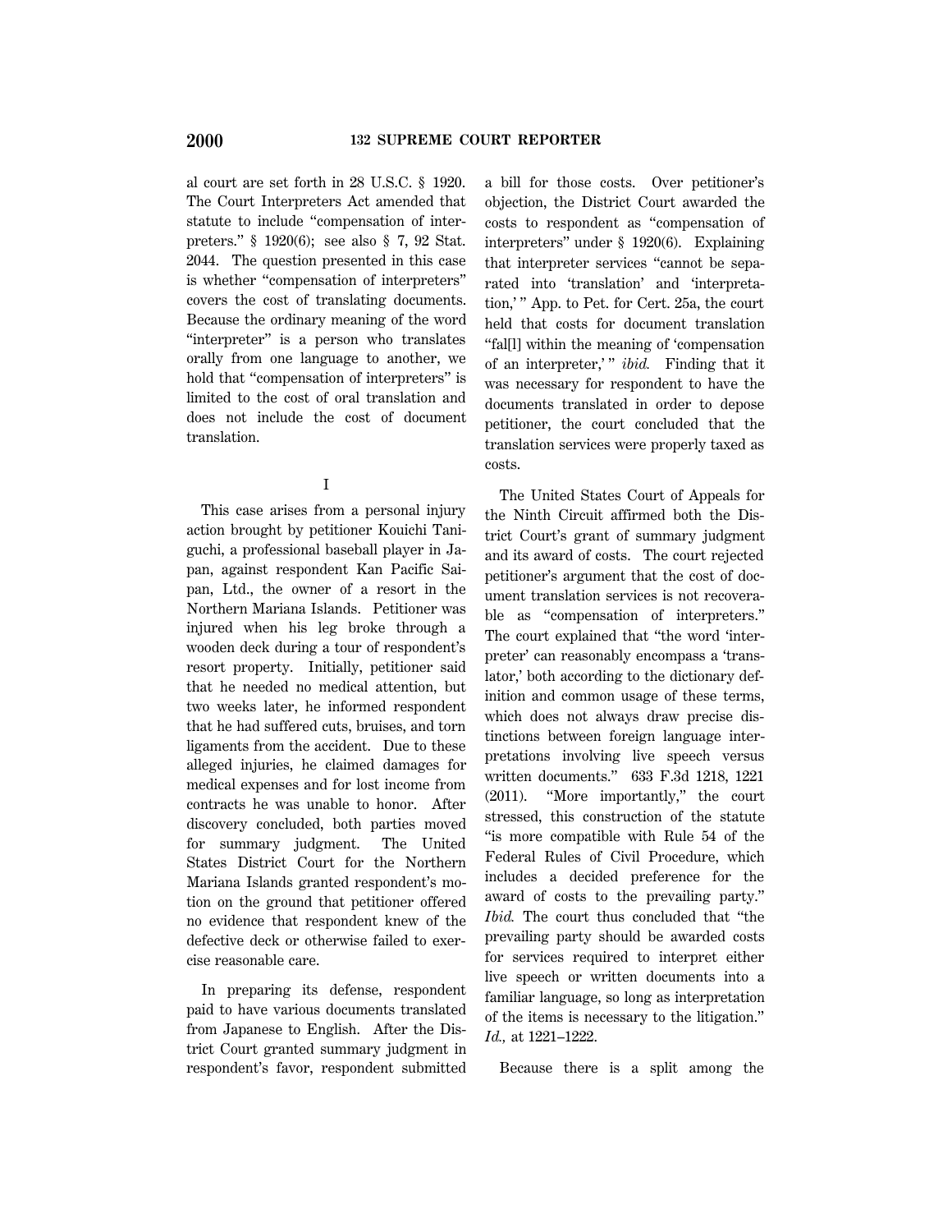al court are set forth in 28 U.S.C. § 1920. The Court Interpreters Act amended that statute to include "compensation of interpreters." § 1920(6); see also § 7, 92 Stat. 2044. The question presented in this case is whether "compensation of interpreters" covers the cost of translating documents. Because the ordinary meaning of the word "interpreter" is a person who translates orally from one language to another, we hold that "compensation of interpreters" is limited to the cost of oral translation and does not include the cost of document translation.

I

This case arises from a personal injury action brought by petitioner Kouichi Taniguchi, a professional baseball player in Japan, against respondent Kan Pacific Saipan, Ltd., the owner of a resort in the Northern Mariana Islands. Petitioner was injured when his leg broke through a wooden deck during a tour of respondent's resort property. Initially, petitioner said that he needed no medical attention, but two weeks later, he informed respondent that he had suffered cuts, bruises, and torn ligaments from the accident. Due to these alleged injuries, he claimed damages for medical expenses and for lost income from contracts he was unable to honor. After discovery concluded, both parties moved for summary judgment. The United States District Court for the Northern Mariana Islands granted respondent's motion on the ground that petitioner offered no evidence that respondent knew of the defective deck or otherwise failed to exercise reasonable care.

In preparing its defense, respondent paid to have various documents translated from Japanese to English. After the District Court granted summary judgment in respondent's favor, respondent submitted a bill for those costs. Over petitioner's objection, the District Court awarded the costs to respondent as "compensation of interpreters" under § 1920(6). Explaining that interpreter services "cannot be separated into 'translation' and 'interpretation,'" App. to Pet. for Cert. 25a, the court held that costs for document translation "fal[l] within the meaning of 'compensation of an interpreter,'" *ibid.* Finding that it was necessary for respondent to have the documents translated in order to depose petitioner, the court concluded that the translation services were properly taxed as costs.

The United States Court of Appeals for the Ninth Circuit affirmed both the District Court's grant of summary judgment and its award of costs. The court rejected petitioner's argument that the cost of document translation services is not recoverable as "compensation of interpreters." The court explained that "the word 'interpreter' can reasonably encompass a 'translator,' both according to the dictionary definition and common usage of these terms, which does not always draw precise distinctions between foreign language interpretations involving live speech versus written documents." 633 F.3d 1218, 1221 (2011). "More importantly," the court stressed, this construction of the statute "is more compatible with Rule 54 of the Federal Rules of Civil Procedure, which includes a decided preference for the award of costs to the prevailing party." *Ibid.* The court thus concluded that "the prevailing party should be awarded costs for services required to interpret either live speech or written documents into a familiar language, so long as interpretation of the items is necessary to the litigation." *Id.,* at 1221–1222.

Because there is a split among the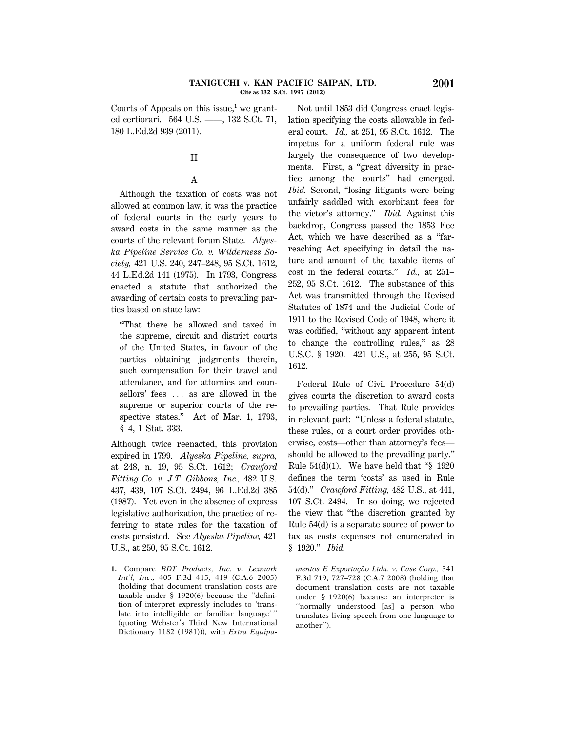Courts of Appeals on this issue,[1] we granted certiorari. 564 U.S. ——, 132 S.Ct. 71, 180 L.Ed.2d 939 (2011).

## II

### A

Although the taxation of costs was not allowed at common law, it was the practice of federal courts in the early years to award costs in the same manner as the courts of the relevant forum State. *Alyeska Pipeline Service Co. v. Wilderness Society,* 421 U.S. 240, 247–248, 95 S.Ct. 1612, 44 L.Ed.2d 141 (1975). In 1793, Congress enacted a statute that authorized the awarding of certain costs to prevailing parties based on state law:

> "That there be allowed and taxed in the supreme, circuit and district courts of the United States, in favour of the parties obtaining judgments therein, such compensation for their travel and attendance, and for attornies and counsellors' fees … as are allowed in the supreme or superior courts of the respective states." Act of Mar. 1, 1793, § 4, 1 Stat. 333.

Although twice reenacted, this provision expired in 1799. *Alyeska Pipeline, supra,* at 248, n. 19, 95 S.Ct. 1612; *Crawford Fitting Co. v. J.T. Gibbons, Inc.,* 482 U.S. 437, 439, 107 S.Ct. 2494, 96 L.Ed.2d 385 (1987). Yet even in the absence of express legislative authorization, the practice of referring to state rules for the taxation of costs persisted. See *Alyeska Pipeline,* 421 U.S., at 250, 95 S.Ct. 1612.

Not until 1853 did Congress enact legislation specifying the costs allowable in federal court. *Id.,* at 251, 95 S.Ct. 1612. The impetus for a uniform federal rule was largely the consequence of two developments. First, a "great diversity in practice among the courts" had emerged. *Ibid.* Second, "losing litigants were being unfairly saddled with exorbitant fees for the victor's attorney." *Ibid.* Against this backdrop, Congress passed the 1853 Fee Act, which we have described as a "far-reaching Act specifying in detail the nature and amount of the taxable items of cost in the federal courts." *Id.,* at 251–252, 95 S.Ct. 1612. The substance of this Act was transmitted through the Revised Statutes of 1874 and the Judicial Code of 1911 to the Revised Code of 1948, where it was codified, "without any apparent intent to change the controlling rules," as 28 U.S.C. § 1920. 421 U.S., at 255, 95 S.Ct. 1612.

Federal Rule of Civil Procedure 54(d) gives courts the discretion to award costs to prevailing parties. That Rule provides in relevant part: "Unless a federal statute, these rules, or a court order provides otherwise, costs—other than attorney's fees—should be allowed to the prevailing party." Rule 54(d)(1). We have held that "§ 1920 defines the term 'costs' as used in Rule 54(d)." *Crawford Fitting,* 482 U.S., at 441, 107 S.Ct. 2494. In so doing, we rejected the view that "the discretion granted by Rule 54(d) is a separate source of power to tax as costs expenses not enumerated in § 1920." *Ibid.*

---

1. Compare *BDT Products, Inc. v. Lexmark Int'l, Inc.,* 405 F.3d 415, 419 (C.A.6 2005) (holding that document translation costs are taxable under § 1920(6) because the "definition of interpret expressly includes to 'translate into intelligible or familiar language'" (quoting Webster's Third New International Dictionary 1182 (1981))), with *Extra Equipamentos E Exportação Ltda. v. Case Corp.,* 541 F.3d 719, 727–728 (C.A.7 2008) (holding that document translation costs are not taxable under § 1920(6) because an interpreter is "normally understood [as] a person who translates living speech from one language to another").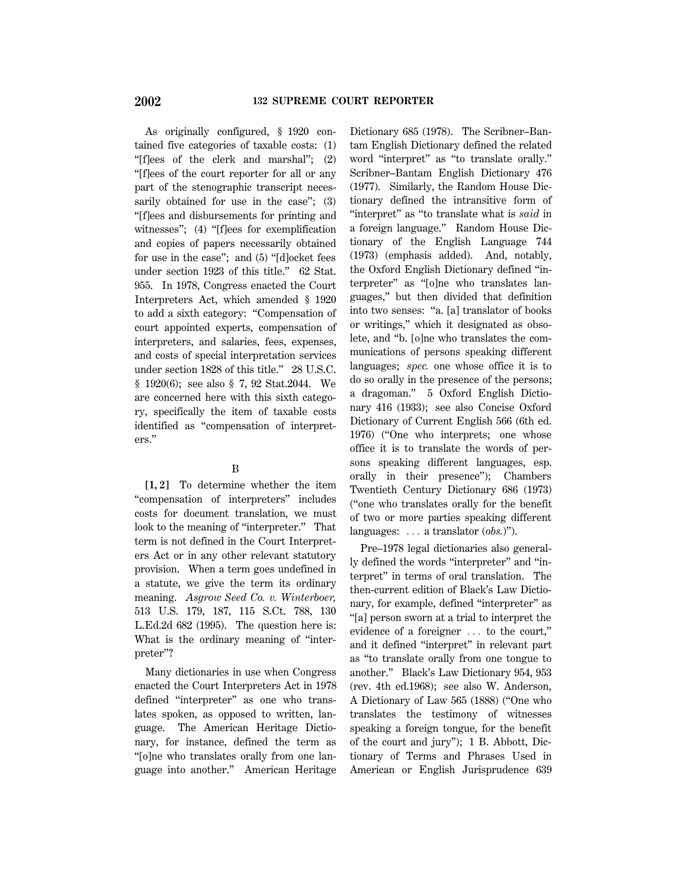As originally configured, § 1920 contained five categories of taxable costs: (1) "[f]ees of the clerk and marshal"; (2) "[f]ees of the court reporter for all or any part of the stenographic transcript necessarily obtained for use in the case"; (3) "[f]ees and disbursements for printing and witnesses"; (4) "[f]ees for exemplification and copies of papers necessarily obtained for use in the case"; and (5) "[d]ocket fees under section 1923 of this title." 62 Stat. 955. In 1978, Congress enacted the Court Interpreters Act, which amended § 1920 to add a sixth category: "Compensation of court appointed experts, compensation of interpreters, and salaries, fees, expenses, and costs of special interpretation services under section 1828 of this title." 28 U.S.C. § 1920(6); see also § 7, 92 Stat.2044. We are concerned here with this sixth category, specifically the item of taxable costs identified as "compensation of interpreters."

B

**[1, 2]** To determine whether the item "compensation of interpreters" includes costs for document translation, we must look to the meaning of "interpreter." That term is not defined in the Court Interpreters Act or in any other relevant statutory provision. When a term goes undefined in a statute, we give the term its ordinary meaning. *Asgrow Seed Co. v. Winterboer,* 513 U.S. 179, 187, 115 S.Ct. 788, 130 L.Ed.2d 682 (1995). The question here is: What is the ordinary meaning of "interpreter"?

Many dictionaries in use when Congress enacted the Court Interpreters Act in 1978 defined "interpreter" as one who translates spoken, as opposed to written, language. The American Heritage Dictionary, for instance, defined the term as "[o]ne who translates orally from one language into another." American Heritage Dictionary 685 (1978). The Scribner–Bantam English Dictionary defined the related word "interpret" as "to translate orally." Scribner–Bantam English Dictionary 476 (1977). Similarly, the Random House Dictionary defined the intransitive form of "interpret" as "to translate what is *said* in a foreign language." Random House Dictionary of the English Language 744 (1973) (emphasis added). And, notably, the Oxford English Dictionary defined "interpreter" as "[o]ne who translates languages," but then divided that definition into two senses: "a. [a] translator of books or writings," which it designated as obsolete, and "b. [o]ne who translates the communications of persons speaking different languages; *spec.* one whose office it is to do so orally in the presence of the persons; a dragoman." 5 Oxford English Dictionary 416 (1933); see also Concise Oxford Dictionary of Current English 566 (6th ed. 1976) ("One who interprets; one whose office it is to translate the words of persons speaking different languages, esp. orally in their presence"); Chambers Twentieth Century Dictionary 686 (1973) ("one who translates orally for the benefit of two or more parties speaking different languages: ... a translator (*obs.*)").

Pre–1978 legal dictionaries also generally defined the words "interpreter" and "interpret" in terms of oral translation. The then-current edition of Black's Law Dictionary, for example, defined "interpreter" as "[a] person sworn at a trial to interpret the evidence of a foreigner ... to the court," and it defined "interpret" in relevant part as "to translate orally from one tongue to another." Black's Law Dictionary 954, 953 (rev. 4th ed.1968); see also W. Anderson, A Dictionary of Law 565 (1888) ("One who translates the testimony of witnesses speaking a foreign tongue, for the benefit of the court and jury"); 1 B. Abbott, Dictionary of Terms and Phrases Used in American or English Jurisprudence 639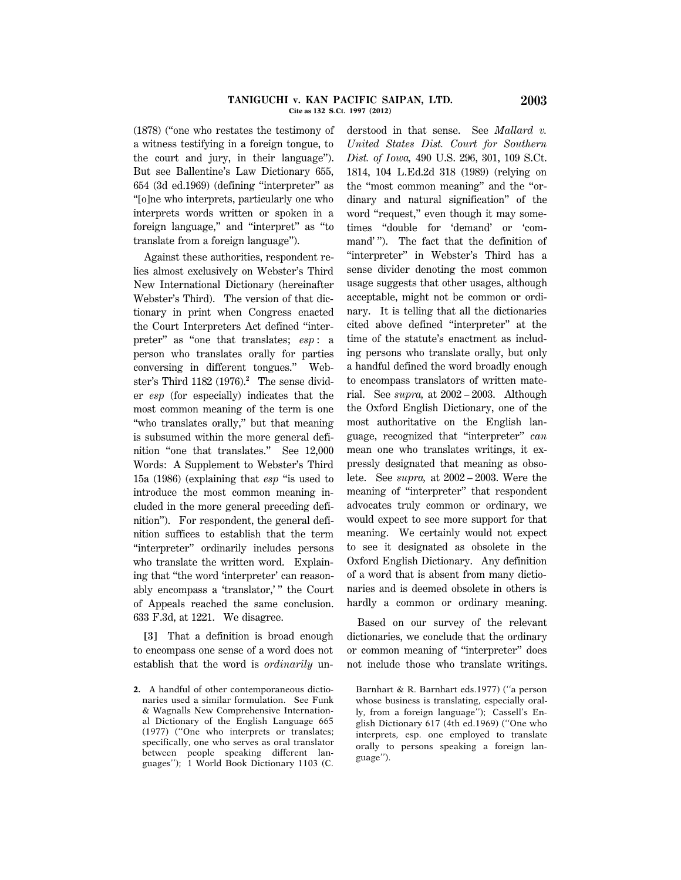(1878) ("one who restates the testimony of a witness testifying in a foreign tongue, to the court and jury, in their language"). But see Ballentine's Law Dictionary 655, 654 (3d ed.1969) (defining "interpreter" as "[o]ne who interprets, particularly one who interprets words written or spoken in a foreign language," and "interpret" as "to translate from a foreign language").

Against these authorities, respondent relies almost exclusively on Webster's Third New International Dictionary (hereinafter Webster's Third). The version of that dictionary in print when Congress enacted the Court Interpreters Act defined "interpreter" as "one that translates; *esp*: a person who translates orally for parties conversing in different tongues." Webster's Third 1182 (1976).[2] The sense divider *esp* (for especially) indicates that the most common meaning of the term is one "who translates orally," but that meaning is subsumed within the more general definition "one that translates." See 12,000 Words: A Supplement to Webster's Third 15a (1986) (explaining that *esp* "is used to introduce the most common meaning included in the more general preceding definition"). For respondent, the general definition suffices to establish that the term "interpreter" ordinarily includes persons who translate the written word. Explaining that "the word 'interpreter' can reasonably encompass a 'translator,' " the Court of Appeals reached the same conclusion. 633 F.3d, at 1221. We disagree.

**[3]** That a definition is broad enough to encompass one sense of a word does not establish that the word is *ordinarily* understood in that sense. See *Mallard v. United States Dist. Court for Southern Dist. of Iowa,* 490 U.S. 296, 301, 109 S.Ct. 1814, 104 L.Ed.2d 318 (1989) (relying on the "most common meaning" and the "ordinary and natural signification" of the word "request," even though it may sometimes "double for 'demand' or 'command' "). The fact that the definition of "interpreter" in Webster's Third has a sense divider denoting the most common usage suggests that other usages, although acceptable, might not be common or ordinary. It is telling that all the dictionaries cited above defined "interpreter" at the time of the statute's enactment as including persons who translate orally, but only a handful defined the word broadly enough to encompass translators of written material. See *supra,* at 2002 – 2003. Although the Oxford English Dictionary, one of the most authoritative on the English language, recognized that "interpreter" *can* mean one who translates writings, it expressly designated that meaning as obsolete. See *supra,* at 2002 – 2003. Were the meaning of "interpreter" that respondent advocates truly common or ordinary, we would expect to see more support for that meaning. We certainly would not expect to see it designated as obsolete in the Oxford English Dictionary. Any definition of a word that is absent from many dictionaries and is deemed obsolete in others is hardly a common or ordinary meaning.

Based on our survey of the relevant dictionaries, we conclude that the ordinary or common meaning of "interpreter" does not include those who translate writings.

---

2. A handful of other contemporaneous dictionaries used a similar formulation. See Funk & Wagnalls New Comprehensive International Dictionary of the English Language 665 (1977) (''One who interprets or translates; specifically, one who serves as oral translator between people speaking different languages''); 1 World Book Dictionary 1103 (C. Barnhart & R. Barnhart eds.1977) (''a person whose business is translating, especially orally, from a foreign language''); Cassell's English Dictionary 617 (4th ed.1969) (''One who interprets, esp. one employed to translate orally to persons speaking a foreign language'').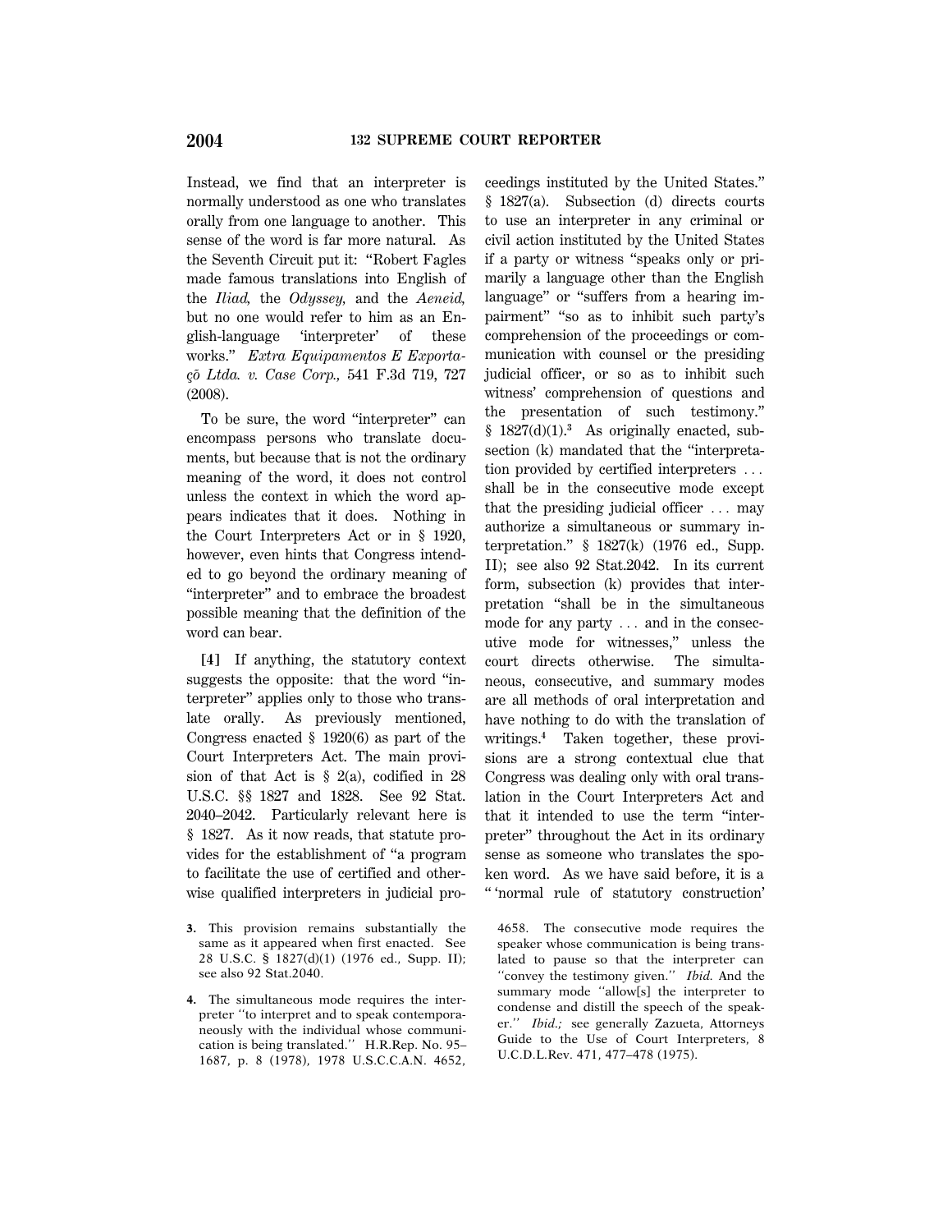Instead, we find that an interpreter is normally understood as one who translates orally from one language to another. This sense of the word is far more natural. As the Seventh Circuit put it: "Robert Fagles made famous translations into English of the *Iliad*, the *Odyssey*, and the *Aeneid*, but no one would refer to him as an English-language 'interpreter' of these works." *Extra Equipamentos E Exportação Ltda. v. Case Corp.,* 541 F.3d 719, 727 (2008).

To be sure, the word "interpreter" can encompass persons who translate documents, but because that is not the ordinary meaning of the word, it does not control unless the context in which the word appears indicates that it does. Nothing in the Court Interpreters Act or in § 1920, however, even hints that Congress intended to go beyond the ordinary meaning of "interpreter" and to embrace the broadest possible meaning that the definition of the word can bear.

**[4]** If anything, the statutory context suggests the opposite: that the word "interpreter" applies only to those who translate orally. As previously mentioned, Congress enacted § 1920(6) as part of the Court Interpreters Act. The main provision of that Act is § 2(a), codified in 28 U.S.C. §§ 1827 and 1828. See 92 Stat. 2040–2042. Particularly relevant here is § 1827. As it now reads, that statute provides for the establishment of "a program to facilitate the use of certified and otherwise qualified interpreters in judicial proceedings instituted by the United States." § 1827(a). Subsection (d) directs courts to use an interpreter in any criminal or civil action instituted by the United States if a party or witness "speaks only or primarily a language other than the English language" or "suffers from a hearing impairment" "so as to inhibit such party's comprehension of the proceedings or communication with counsel or the presiding judicial officer, or so as to inhibit such witness' comprehension of questions and the presentation of such testimony." § 1827(d)(1).[3] As originally enacted, subsection (k) mandated that the "interpretation provided by certified interpreters ... shall be in the consecutive mode except that the presiding judicial officer ... may authorize a simultaneous or summary interpretation." § 1827(k) (1976 ed., Supp. II); see also 92 Stat.2042. In its current form, subsection (k) provides that interpretation "shall be in the simultaneous mode for any party ... and in the consecutive mode for witnesses," unless the court directs otherwise. The simultaneous, consecutive, and summary modes are all methods of oral interpretation and have nothing to do with the translation of writings.[4] Taken together, these provisions are a strong contextual clue that Congress was dealing only with oral translation in the Court Interpreters Act and that it intended to use the term "interpreter" throughout the Act in its ordinary sense as someone who translates the spoken word. As we have said before, it is a " 'normal rule of statutory construction'

---

3. This provision remains substantially the same as it appeared when first enacted. See 28 U.S.C. § 1827(d)(1) (1976 ed., Supp. II); see also 92 Stat.2040.

4. The simultaneous mode requires the interpreter "to interpret and to speak contemporaneously with the individual whose communication is being translated." H.R.Rep. No. 95–1687, p. 8 (1978), 1978 U.S.C.C.A.N. 4652, 4658. The consecutive mode requires the speaker whose communication is being translated to pause so that the interpreter can "convey the testimony given." *Ibid.* And the summary mode "allow[s] the interpreter to condense and distill the speech of the speaker." *Ibid.;* see generally Zazueta, Attorneys Guide to the Use of Court Interpreters, 8 U.C.D.L.Rev. 471, 477–478 (1975).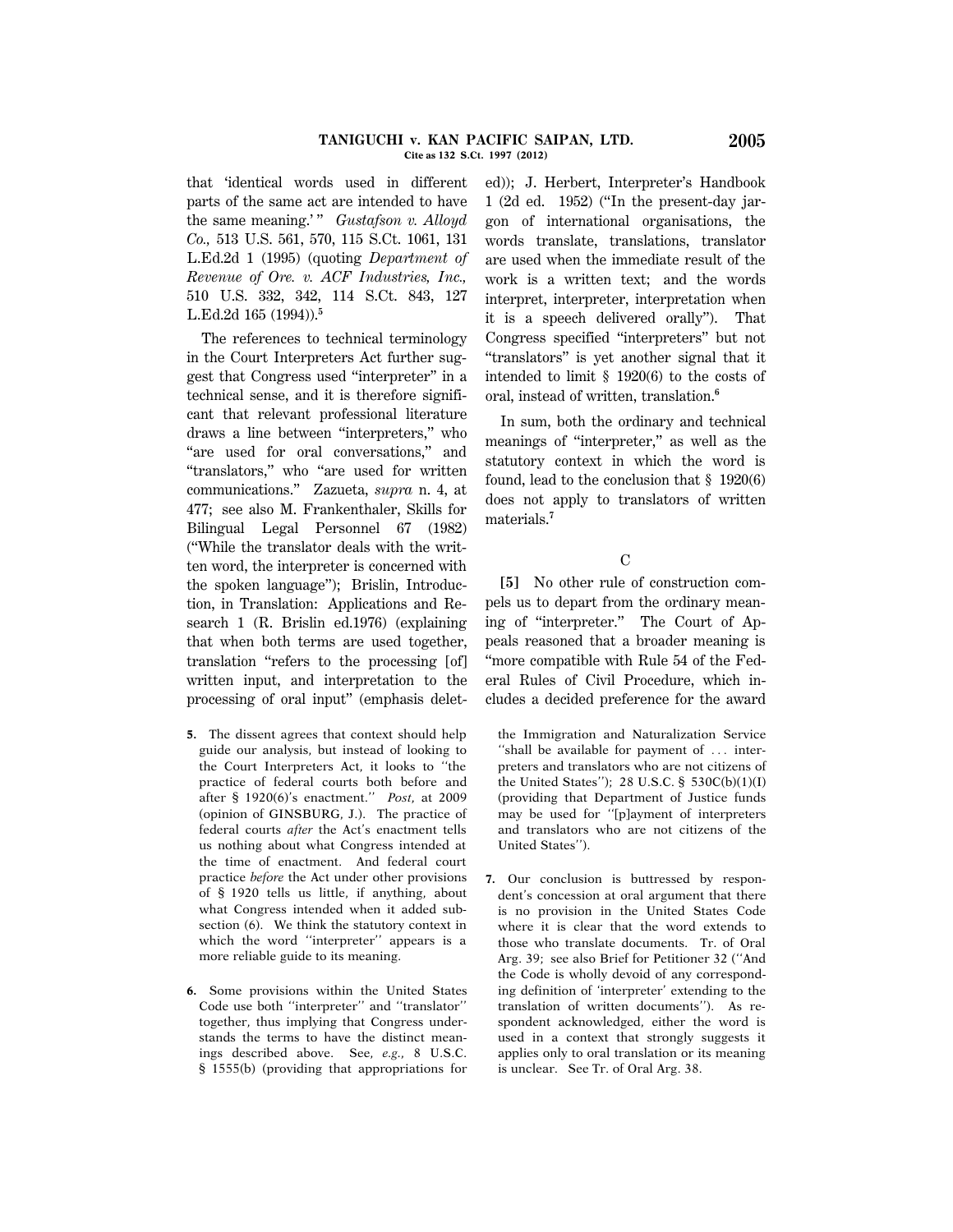that 'identical words used in different parts of the same act are intended to have the same meaning.' " *Gustafson v. Alloyd Co.,* 513 U.S. 561, 570, 115 S.Ct. 1061, 131 L.Ed.2d 1 (1995) (quoting *Department of Revenue of Ore. v. ACF Industries, Inc.,* 510 U.S. 332, 342, 114 S.Ct. 843, 127 L.Ed.2d 165 (1994)).[5]

The references to technical terminology in the Court Interpreters Act further suggest that Congress used "interpreter" in a technical sense, and it is therefore significant that relevant professional literature draws a line between "interpreters," who "are used for oral conversations," and "translators," who "are used for written communications." Zazueta, *supra* n. 4, at 477; see also M. Frankenthaler, Skills for Bilingual Legal Personnel 67 (1982) ("While the translator deals with the written word, the interpreter is concerned with the spoken language"); Brislin, Introduction, in Translation: Applications and Research 1 (R. Brislin ed.1976) (explaining that when both terms are used together, translation "refers to the processing [of] written input, and interpretation to the processing of oral input" (emphasis deleted)); J. Herbert, Interpreter's Handbook 1 (2d ed. 1952) ("In the present-day jargon of international organisations, the words translate, translations, translator are used when the immediate result of the work is a written text; and the words interpret, interpreter, interpretation when it is a speech delivered orally"). That Congress specified "interpreters" but not "translators" is yet another signal that it intended to limit § 1920(6) to the costs of oral, instead of written, translation.[6]

In sum, both the ordinary and technical meanings of "interpreter," as well as the statutory context in which the word is found, lead to the conclusion that § 1920(6) does not apply to translators of written materials.[7]

### C

**[5]** No other rule of construction compels us to depart from the ordinary meaning of "interpreter." The Court of Appeals reasoned that a broader meaning is "more compatible with Rule 54 of the Federal Rules of Civil Procedure, which includes a decided preference for the award

---

5. The dissent agrees that context should help guide our analysis, but instead of looking to the Court Interpreters Act, it looks to "the practice of federal courts both before and after § 1920(6)'s enactment." *Post,* at 2009 (opinion of GINSBURG, J.). The practice of federal courts *after* the Act's enactment tells us nothing about what Congress intended at the time of enactment. And federal court practice *before* the Act under other provisions of § 1920 tells us little, if anything, about what Congress intended when it added subsection (6). We think the statutory context in which the word "interpreter" appears is a more reliable guide to its meaning.

6. Some provisions within the United States Code use both "interpreter" and "translator" together, thus implying that Congress understands the terms to have the distinct meanings described above. See, *e.g.,* 8 U.S.C. § 1555(b) (providing that appropriations for the Immigration and Naturalization Service "shall be available for payment of ... interpreters and translators who are not citizens of the United States"); 28 U.S.C. § 530C(b)(1)(I) (providing that Department of Justice funds may be used for "[p]ayment of interpreters and translators who are not citizens of the United States").

7. Our conclusion is buttressed by respondent's concession at oral argument that there is no provision in the United States Code where it is clear that the word extends to those who translate documents. Tr. of Oral Arg. 39; see also Brief for Petitioner 32 ("And the Code is wholly devoid of any corresponding definition of 'interpreter' extending to the translation of written documents"). As respondent acknowledged, either the word is used in a context that strongly suggests it applies only to oral translation or its meaning is unclear. See Tr. of Oral Arg. 38.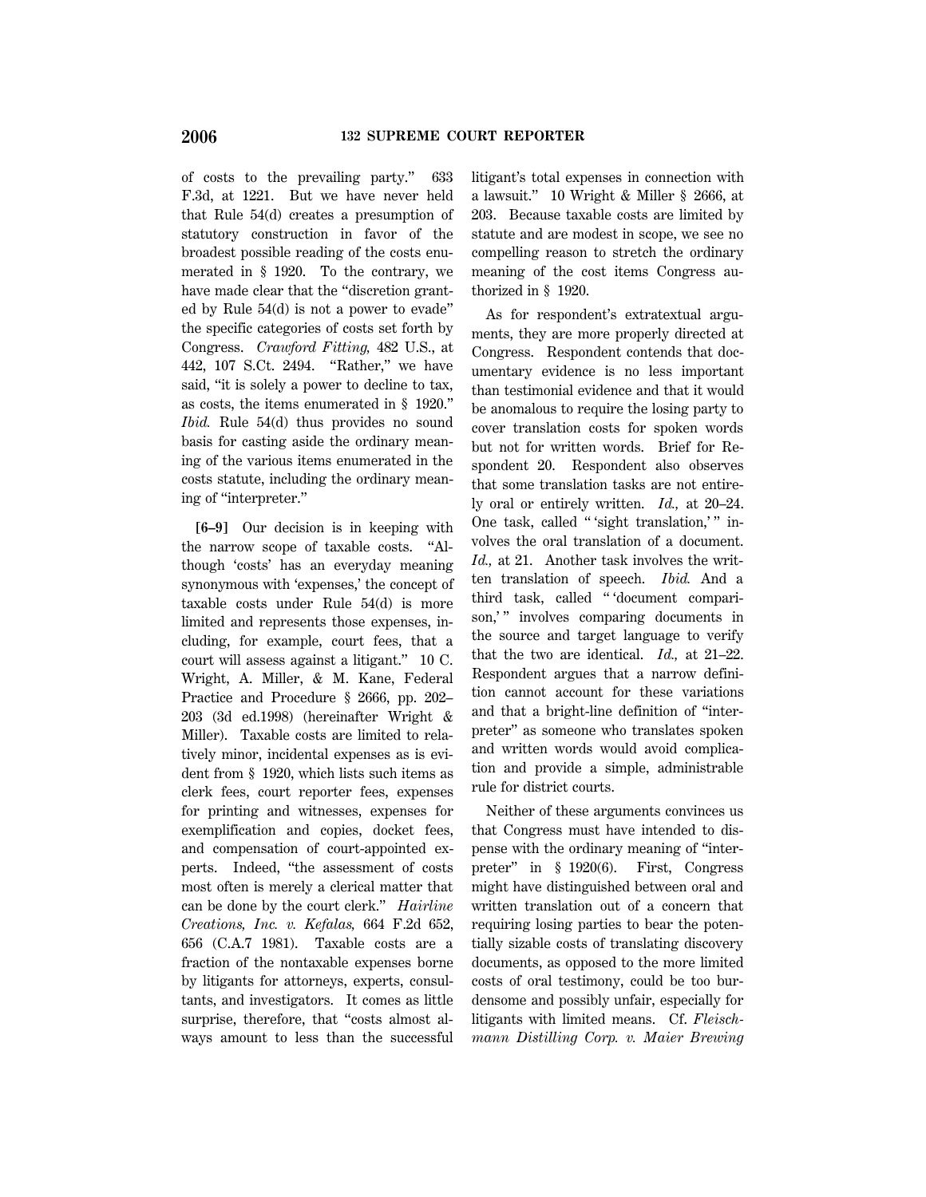of costs to the prevailing party." 633 F.3d, at 1221. But we have never held that Rule 54(d) creates a presumption of statutory construction in favor of the broadest possible reading of the costs enumerated in § 1920. To the contrary, we have made clear that the "discretion granted by Rule 54(d) is not a power to evade" the specific categories of costs set forth by Congress. *Crawford Fitting,* 482 U.S., at 442, 107 S.Ct. 2494. "Rather," we have said, "it is solely a power to decline to tax, as costs, the items enumerated in § 1920." *Ibid.* Rule 54(d) thus provides no sound basis for casting aside the ordinary meaning of the various items enumerated in the costs statute, including the ordinary meaning of "interpreter."

**[6–9]** Our decision is in keeping with the narrow scope of taxable costs. "Although 'costs' has an everyday meaning synonymous with 'expenses,' the concept of taxable costs under Rule 54(d) is more limited and represents those expenses, including, for example, court fees, that a court will assess against a litigant." 10 C. Wright, A. Miller, & M. Kane, Federal Practice and Procedure § 2666, pp. 202–203 (3d ed.1998) (hereinafter Wright & Miller). Taxable costs are limited to relatively minor, incidental expenses as is evident from § 1920, which lists such items as clerk fees, court reporter fees, expenses for printing and witnesses, expenses for exemplification and copies, docket fees, and compensation of court-appointed experts. Indeed, "the assessment of costs most often is merely a clerical matter that can be done by the court clerk." *Hairline Creations, Inc. v. Kefalas,* 664 F.2d 652, 656 (C.A.7 1981). Taxable costs are a fraction of the nontaxable expenses borne by litigants for attorneys, experts, consultants, and investigators. It comes as little surprise, therefore, that "costs almost always amount to less than the successful litigant's total expenses in connection with a lawsuit." 10 Wright & Miller § 2666, at 203. Because taxable costs are limited by statute and are modest in scope, we see no compelling reason to stretch the ordinary meaning of the cost items Congress authorized in § 1920.

As for respondent's extratextual arguments, they are more properly directed at Congress. Respondent contends that documentary evidence is no less important than testimonial evidence and that it would be anomalous to require the losing party to cover translation costs for spoken words but not for written words. Brief for Respondent 20. Respondent also observes that some translation tasks are not entirely oral or entirely written. *Id.,* at 20–24. One task, called " 'sight translation,' " involves the oral translation of a document. *Id.,* at 21. Another task involves the written translation of speech. *Ibid.* And a third task, called " 'document comparison,' " involves comparing documents in the source and target language to verify that the two are identical. *Id.,* at 21–22. Respondent argues that a narrow definition cannot account for these variations and that a bright-line definition of "interpreter" as someone who translates spoken and written words would avoid complication and provide a simple, administrable rule for district courts.

Neither of these arguments convinces us that Congress must have intended to dispense with the ordinary meaning of "interpreter" in § 1920(6). First, Congress might have distinguished between oral and written translation out of a concern that requiring losing parties to bear the potentially sizable costs of translating discovery documents, as opposed to the more limited costs of oral testimony, could be too burdensome and possibly unfair, especially for litigants with limited means. Cf. *Fleischmann Distilling Corp. v. Maier Brewing*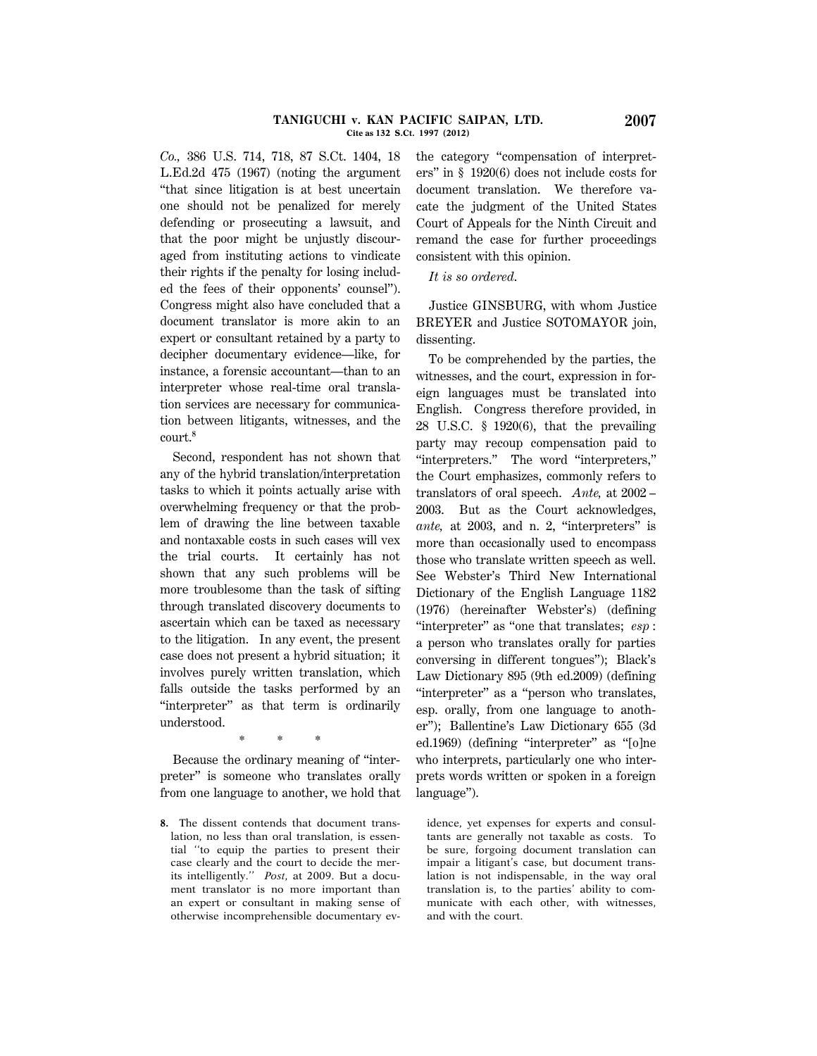*Co.,* 386 U.S. 714, 718, 87 S.Ct. 1404, 18 L.Ed.2d 475 (1967) (noting the argument "that since litigation is at best uncertain one should not be penalized for merely defending or prosecuting a lawsuit, and that the poor might be unjustly discouraged from instituting actions to vindicate their rights if the penalty for losing included the fees of their opponents' counsel"). Congress might also have concluded that a document translator is more akin to an expert or consultant retained by a party to decipher documentary evidence—like, for instance, a forensic accountant—than to an interpreter whose real-time oral translation services are necessary for communication between litigants, witnesses, and the court.[8]

Second, respondent has not shown that any of the hybrid translation/interpretation tasks to which it points actually arise with overwhelming frequency or that the problem of drawing the line between taxable and nontaxable costs in such cases will vex the trial courts. It certainly has not shown that any such problems will be more troublesome than the task of sifting through translated discovery documents to ascertain which can be taxed as necessary to the litigation. In any event, the present case does not present a hybrid situation; it involves purely written translation, which falls outside the tasks performed by an "interpreter" as that term is ordinarily understood.

\* \* \*

Because the ordinary meaning of "interpreter" is someone who translates orally from one language to another, we hold that the category "compensation of interpreters" in § 1920(6) does not include costs for document translation. We therefore vacate the judgment of the United States Court of Appeals for the Ninth Circuit and remand the case for further proceedings consistent with this opinion.

*It is so ordered.*

Justice GINSBURG, with whom Justice BREYER and Justice SOTOMAYOR join, dissenting.

To be comprehended by the parties, the witnesses, and the court, expression in foreign languages must be translated into English. Congress therefore provided, in 28 U.S.C. § 1920(6), that the prevailing party may recoup compensation paid to "interpreters." The word "interpreters," the Court emphasizes, commonly refers to translators of oral speech. *Ante,* at 2002–2003. But as the Court acknowledges, *ante,* at 2003, and n. 2, "interpreters" is more than occasionally used to encompass those who translate written speech as well. See Webster's Third New International Dictionary of the English Language 1182 (1976) (hereinafter Webster's) (defining "interpreter" as "one that translates; *esp* : a person who translates orally for parties conversing in different tongues"); Black's Law Dictionary 895 (9th ed.2009) (defining "interpreter" as a "person who translates, esp. orally, from one language to another"); Ballentine's Law Dictionary 655 (3d ed.1969) (defining "interpreter" as "[o]ne who interprets, particularly one who interprets words written or spoken in a foreign language").

8. The dissent contends that document translation, no less than oral translation, is essential "to equip the parties to present their case clearly and the court to decide the merits intelligently." *Post,* at 2009. But a document translator is no more important than an expert or consultant in making sense of otherwise incomprehensible documentary evidence, yet expenses for experts and consultants are generally not taxable as costs. To be sure, forgoing document translation can impair a litigant's case, but document translation is not indispensable, in the way oral translation is, to the parties' ability to communicate with each other, with witnesses, and with the court.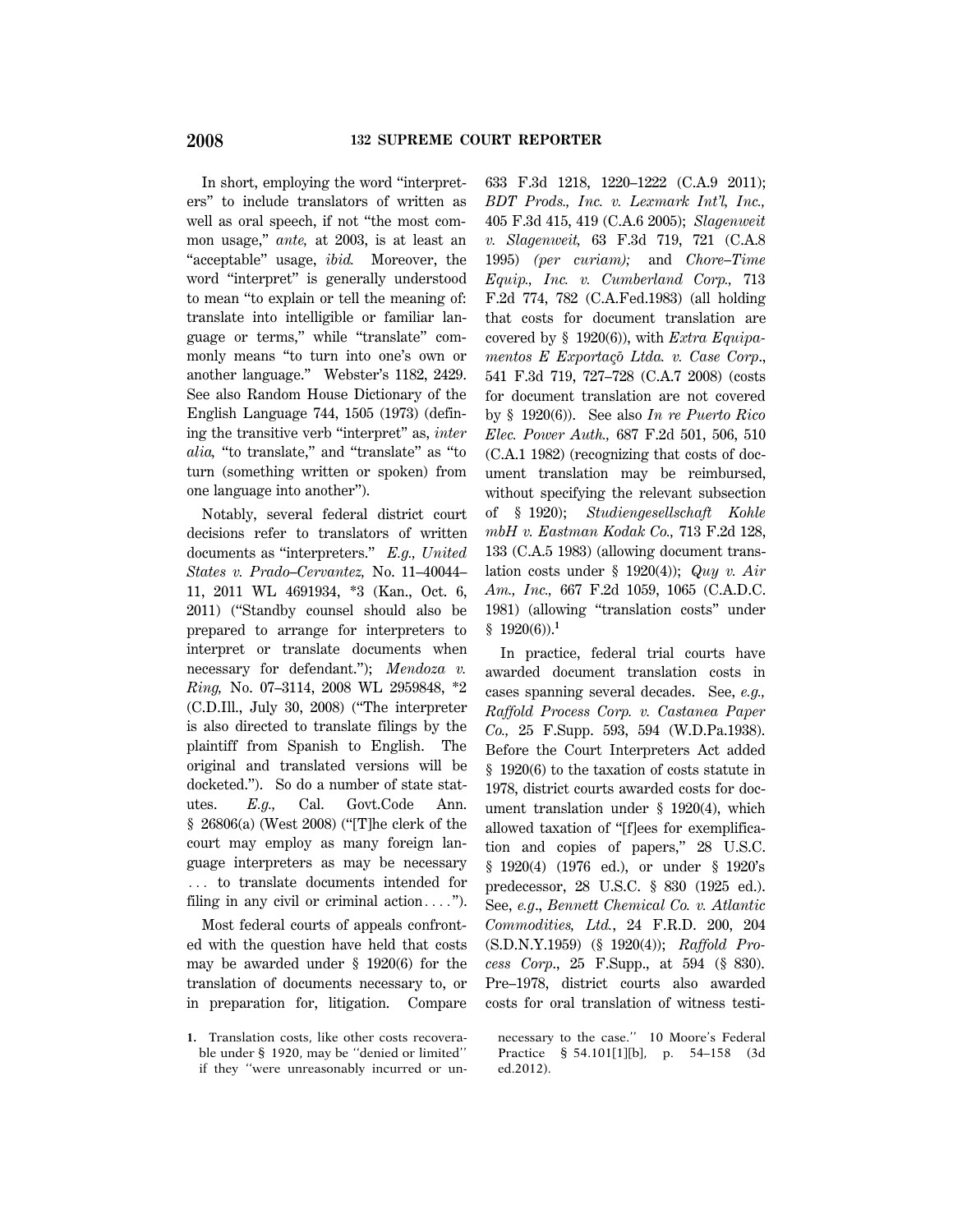In short, employing the word "interpreters" to include translators of written as well as oral speech, if not "the most common usage," *ante,* at 2003, is at least an "acceptable" usage, *ibid.* Moreover, the word "interpret" is generally understood to mean "to explain or tell the meaning of: translate into intelligible or familiar language or terms," while "translate" commonly means "to turn into one's own or another language." Webster's 1182, 2429. See also Random House Dictionary of the English Language 744, 1505 (1973) (defining the transitive verb "interpret" as, *inter alia,* "to translate," and "translate" as "to turn (something written or spoken) from one language into another").

Notably, several federal district court decisions refer to translators of written documents as "interpreters." *E.g., United States v. Prado–Cervantez,* No. 11–40044–11, 2011 WL 4691934, *3 (Kan., Oct. 6, 2011) ("Standby counsel should also be prepared to arrange for interpreters to interpret or translate documents when necessary for defendant."); *Mendoza v. Ring,* No. 07–3114, 2008 WL 2959848, *2 (C.D.Ill., July 30, 2008) ("The interpreter is also directed to translate filings by the plaintiff from Spanish to English. The original and translated versions will be docketed."). So do a number of state statutes. *E.g.,* Cal. Govt.Code Ann. § 26806(a) (West 2008) ("[T]he clerk of the court may employ as many foreign language interpreters as may be necessary . . . to translate documents intended for filing in any civil or criminal action . . . .").

Most federal courts of appeals confronted with the question have held that costs may be awarded under § 1920(6) for the translation of documents necessary to, or in preparation for, litigation. Compare 633 F.3d 1218, 1220–1222 (C.A.9 2011); *BDT Prods., Inc. v. Lexmark Int'l, Inc.,* 405 F.3d 415, 419 (C.A.6 2005); *Slagenweit v. Slagenweit,* 63 F.3d 719, 721 (C.A.8 1995) *(per curiam);* and *Chore–Time Equip., Inc. v. Cumberland Corp.,* 713 F.2d 774, 782 (C.A.Fed.1983) (all holding that costs for document translation are covered by § 1920(6)), with *Extra Equipamentos E Exportaçõ Ltda. v. Case Corp.,* 541 F.3d 719, 727–728 (C.A.7 2008) (costs for document translation are not covered by § 1920(6)). See also *In re Puerto Rico Elec. Power Auth.,* 687 F.2d 501, 506, 510 (C.A.1 1982) (recognizing that costs of document translation may be reimbursed, without specifying the relevant subsection of § 1920); *Studiengesellschaft Kohle mbH v. Eastman Kodak Co.,* 713 F.2d 128, 133 (C.A.5 1983) (allowing document translation costs under § 1920(4)); *Quy v. Air Am., Inc.,* 667 F.2d 1059, 1065 (C.A.D.C. 1981) (allowing "translation costs" under § 1920(6)).[1]

In practice, federal trial courts have awarded document translation costs in cases spanning several decades. See, *e.g., Raffold Process Corp. v. Castanea Paper Co.,* 25 F.Supp. 593, 594 (W.D.Pa.1938). Before the Court Interpreters Act added § 1920(6) to the taxation of costs statute in 1978, district courts awarded costs for document translation under § 1920(4), which allowed taxation of "[f]ees for exemplification and copies of papers," 28 U.S.C. § 1920(4) (1976 ed.), or under § 1920's predecessor, 28 U.S.C. § 830 (1925 ed.). See, *e.g., Bennett Chemical Co. v. Atlantic Commodities, Ltd.,* 24 F.R.D. 200, 204 (S.D.N.Y.1959) (§ 1920(4)); *Raffold Process Corp.,* 25 F.Supp., at 594 (§ 830). Pre–1978, district courts also awarded costs for oral translation of witness testi-

1. Translation costs, like other costs recoverable under § 1920, may be "denied or limited" if they "were unreasonably incurred or unnecessary to the case." 10 Moore's Federal Practice § 54.101[1][b], p. 54–158 (3d ed.2012).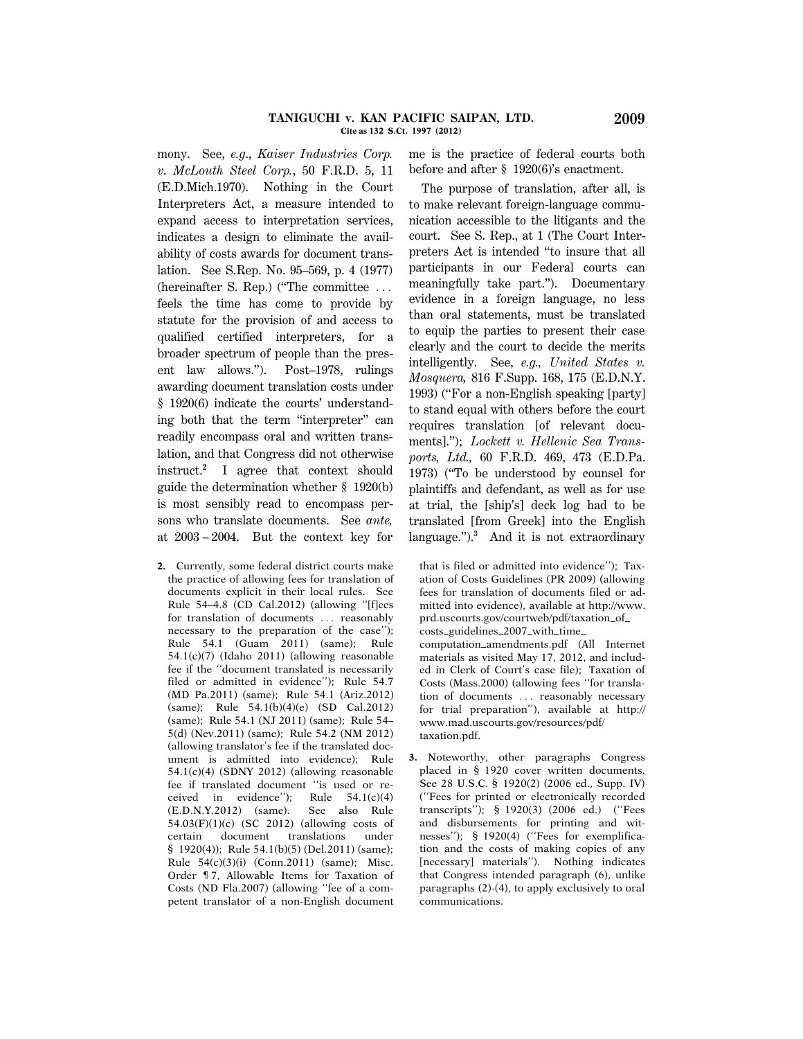mony. See, *e.g.*, *Kaiser Industries Corp. v. McLouth Steel Corp.*, 50 F.R.D. 5, 11 (E.D.Mich.1970). Nothing in the Court Interpreters Act, a measure intended to expand access to interpretation services, indicates a design to eliminate the availability of costs awards for document translation. See S.Rep. No. 95–569, p. 4 (1977) (hereinafter S. Rep.) ("The committee ... feels the time has come to provide by statute for the provision of and access to qualified certified interpreters, for a broader spectrum of people than the present law allows."). Post–1978, rulings awarding document translation costs under § 1920(6) indicate the courts' understanding both that the term "interpreter" can readily encompass oral and written translation, and that Congress did not otherwise instruct.[2] I agree that context should guide the determination whether § 1920(b) is most sensibly read to encompass persons who translate documents. See *ante*, at 2003 – 2004. But the context key for me is the practice of federal courts both before and after § 1920(6)'s enactment.

The purpose of translation, after all, is to make relevant foreign-language communication accessible to the litigants and the court. See S. Rep., at 1 (The Court Interpreters Act is intended "to insure that all participants in our Federal courts can meaningfully take part."). Documentary evidence in a foreign language, no less than oral statements, must be translated to equip the parties to present their case clearly and the court to decide the merits intelligently. See, *e.g.*, *United States v. Mosquera*, 816 F.Supp. 168, 175 (E.D.N.Y. 1993) ("For a non-English speaking [party] to stand equal with others before the court requires translation [of relevant documents]."); *Lockett v. Hellenic Sea Transports, Ltd.*, 60 F.R.D. 469, 473 (E.D.Pa. 1973) ("To be understood by counsel for plaintiffs and defendant, as well as for use at trial, the [ship's] deck log had to be translated [from Greek] into the English language.").[3] And it is not extraordinary

2. Currently, some federal district courts make the practice of allowing fees for translation of documents explicit in their local rules. See Rule 54–4.8 (CD Cal.2012) (allowing "[f]ees for translation of documents ... reasonably necessary to the preparation of the case"); Rule 54.1 (Guam 2011) (same); Rule 54.1(c)(7) (Idaho 2011) (allowing reasonable fee if the "document translated is necessarily filed or admitted in evidence"); Rule 54.7 (MD Pa.2011) (same); Rule 54.1 (Ariz.2012) (same); Rule 54.1(b)(4)(e) (SD Cal.2012) (same); Rule 54.1 (NJ 2011) (same); Rule 54–5(d) (Nev.2011) (same); Rule 54.2 (NM 2012) (allowing translator's fee if the translated document is admitted into evidence); Rule 54.1(c)(4) (SDNY 2012) (allowing reasonable fee if translated document "is used or received in evidence"); Rule 54.1(c)(4) (E.D.N.Y.2012) (same). See also Rule 54.03(F)(1)(c) (SC 2012) (allowing costs of certain document translations under § 1920(4)); Rule 54.1(b)(5) (Del.2011) (same); Rule 54(c)(3)(i) (Conn.2011) (same); Misc. Order ¶ 7, Allowable Items for Taxation of Costs (ND Fla.2007) (allowing "fee of a competent translator of a non-English document that is filed or admitted into evidence"); Taxation of Costs Guidelines (PR 2009) (allowing fees for translation of documents filed or admitted into evidence), available at http://www.prd.uscourts.gov/courtweb/pdf/taxation_of_costs_guidelines_2007_with_time_computation_amendments.pdf (All Internet materials as visited May 17, 2012, and included in Clerk of Court's case file); Taxation of Costs (Mass.2000) (allowing fees "for translation of documents ... reasonably necessary for trial preparation"), available at http://www.mad.uscourts.gov/resources/pdf/taxation.pdf.

3. Noteworthy, other paragraphs Congress placed in § 1920 cover written documents. See 28 U.S.C. § 1920(2) (2006 ed., Supp. IV) ("Fees for printed or electronically recorded transcripts"); § 1920(3) (2006 ed.) ("Fees and disbursements for printing and witnesses"); § 1920(4) ("Fees for exemplification and the costs of making copies of any [necessary] materials"). Nothing indicates that Congress intended paragraph (6), unlike paragraphs (2)-(4), to apply exclusively to oral communications.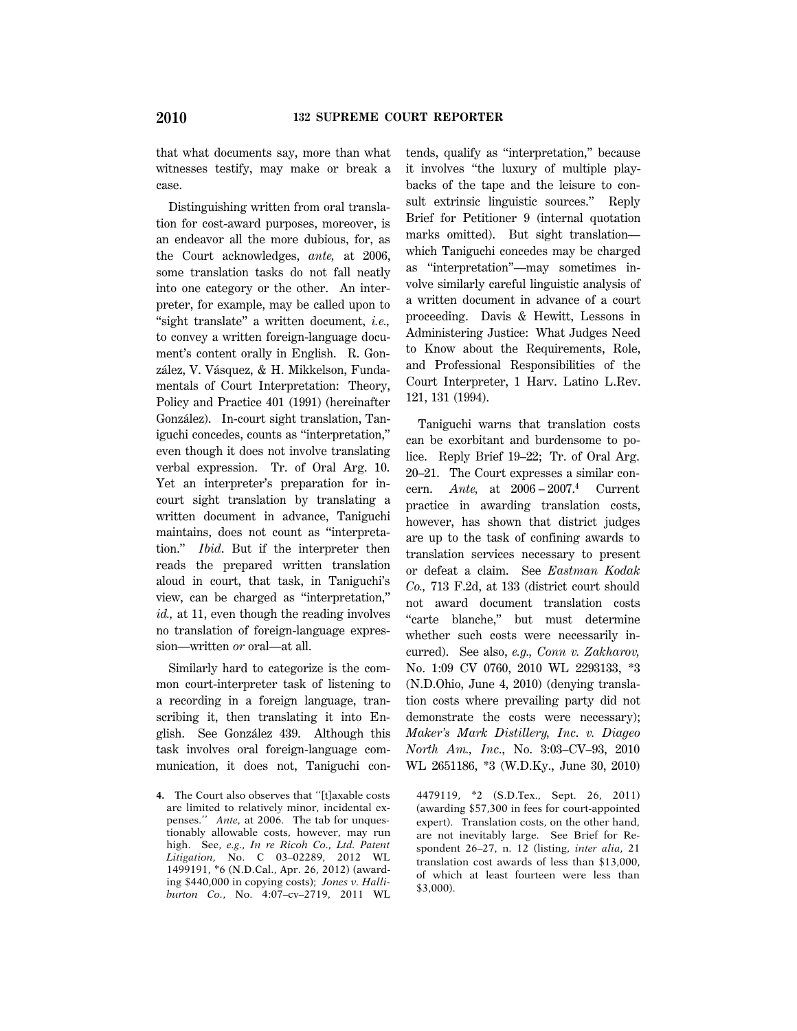that what documents say, more than what witnesses testify, may make or break a case.

Distinguishing written from oral translation for cost-award purposes, moreover, is an endeavor all the more dubious, for, as the Court acknowledges, *ante,* at 2006, some translation tasks do not fall neatly into one category or the other. An interpreter, for example, may be called upon to "sight translate" a written document, *i.e.,* to convey a written foreign-language document's content orally in English. R. González, V. Vásquez, & H. Mikkelson, Fundamentals of Court Interpretation: Theory, Policy and Practice 401 (1991) (hereinafter González). In-court sight translation, Taniguchi concedes, counts as "interpretation," even though it does not involve translating verbal expression. Tr. of Oral Arg. 10. Yet an interpreter's preparation for in-court sight translation by translating a written document in advance, Taniguchi maintains, does not count as "interpretation." *Ibid*. But if the interpreter then reads the prepared written translation aloud in court, that task, in Taniguchi's view, can be charged as "interpretation," *id.,* at 11, even though the reading involves no translation of foreign-language expression—written *or* oral—at all.

Similarly hard to categorize is the common court-interpreter task of listening to a recording in a foreign language, transcribing it, then translating it into English. See González 439. Although this task involves oral foreign-language communication, it does not, Taniguchi contends, qualify as "interpretation," because it involves "the luxury of multiple playbacks of the tape and the leisure to consult extrinsic linguistic sources." Reply Brief for Petitioner 9 (internal quotation marks omitted). But sight translation—which Taniguchi concedes may be charged as "interpretation"—may sometimes involve similarly careful linguistic analysis of a written document in advance of a court proceeding. Davis & Hewitt, Lessons in Administering Justice: What Judges Need to Know about the Requirements, Role, and Professional Responsibilities of the Court Interpreter, 1 Harv. Latino L.Rev. 121, 131 (1994).

Taniguchi warns that translation costs can be exorbitant and burdensome to police. Reply Brief 19–22; Tr. of Oral Arg. 20–21. The Court expresses a similar concern. *Ante,* at 2006–2007.[4] Current practice in awarding translation costs, however, has shown that district judges are up to the task of confining awards to translation services necessary to present or defeat a claim. See *Eastman Kodak Co.,* 713 F.2d, at 133 (district court should not award document translation costs "carte blanche," but must determine whether such costs were necessarily incurred). See also, *e.g., Conn v. Zakharov,* No. 1:09 CV 0760, 2010 WL 2293133, *3 (N.D.Ohio, June 4, 2010) (denying translation costs where prevailing party did not demonstrate the costs were necessary); *Maker's Mark Distillery, Inc. v. Diageo North Am., Inc.*, No. 3:03–CV–93, 2010 WL 2651186, *3 (W.D.Ky., June 30, 2010)

4. The Court also observes that "[t]axable costs are limited to relatively minor, incidental expenses." *Ante,* at 2006. The tab for unquestionably allowable costs, however, may run high. See, *e.g., In re Ricoh Co., Ltd. Patent Litigation,* No. C 03–02289, 2012 WL 1499191, *6 (N.D.Cal., Apr. 26, 2012) (awarding $440,000 in copying costs); *Jones v. Halliburton Co.,* No. 4:07–cv–2719, 2011 WL 4479119, *2 (S.D.Tex., Sept. 26, 2011) (awarding $57,300 in fees for court-appointed expert). Translation costs, on the other hand, are not inevitably large. See Brief for Respondent 26–27, n. 12 (listing, *inter alia,* 21 translation cost awards of less than $13,000, of which at least fourteen were less than $3,000).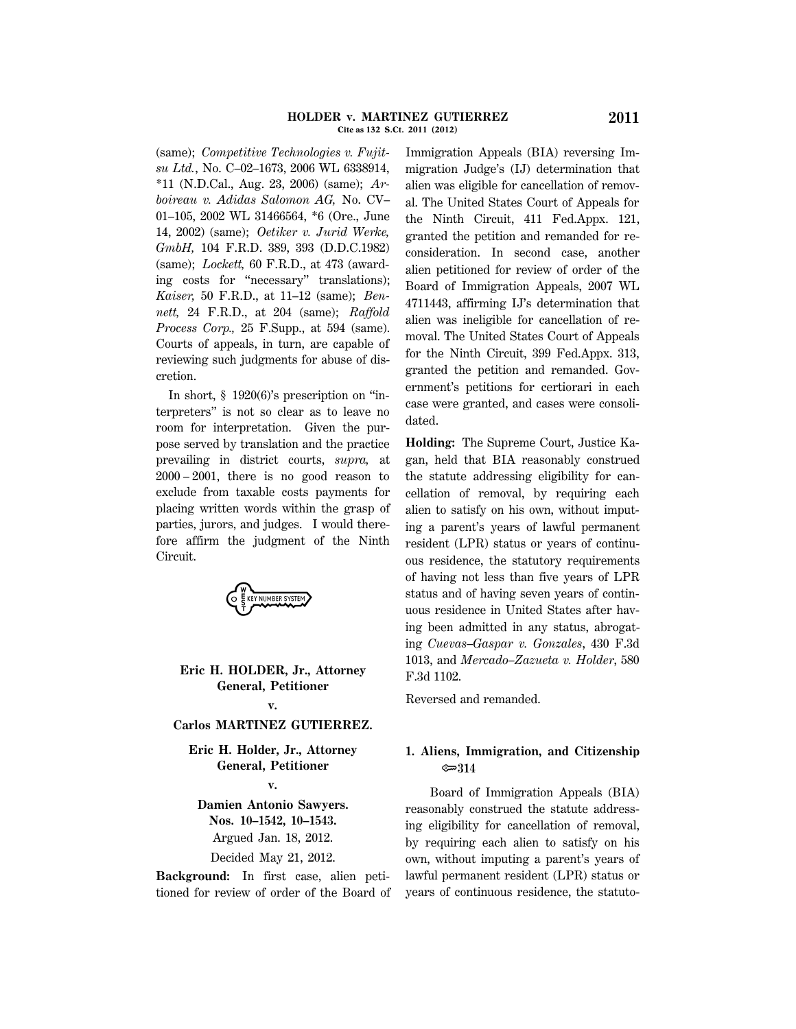(same); *Competitive Technologies v. Fujitsu Ltd.*, No. C–02–1673, 2006 WL 6338914, *11 (N.D.Cal., Aug. 23, 2006) (same); *Arboireau v. Adidas Salomon AG,* No. CV–01–105, 2002 WL 31466564, *6 (Ore., June 14, 2002) (same); *Oetiker v. Jurid Werke, GmbH,* 104 F.R.D. 389, 393 (D.D.C.1982) (same); *Lockett,* 60 F.R.D., at 473 (awarding costs for "necessary" translations); *Kaiser,* 50 F.R.D., at 11–12 (same); *Bennett,* 24 F.R.D., at 204 (same); *Raffold Process Corp.,* 25 F.Supp., at 594 (same). Courts of appeals, in turn, are capable of reviewing such judgments for abuse of discretion.

In short, § 1920(6)'s prescription on "interpreters" is not so clear as to leave no room for interpretation. Given the purpose served by translation and the practice prevailing in district courts, *supra,* at 2000 – 2001, there is no good reason to exclude from taxable costs payments for placing written words within the grasp of parties, jurors, and judges. I would therefore affirm the judgment of the Ninth Circuit.

**Eric H. HOLDER, Jr., Attorney General, Petitioner**

**v.**

**Carlos MARTINEZ GUTIERREZ.**

**Eric H. Holder, Jr., Attorney General, Petitioner**

**v.**

**Damien Antonio Sawyers.**

**Nos. 10–1542, 10–1543.**

Argued Jan. 18, 2012.

Decided May 21, 2012.

**Background:** In first case, alien petitioned for review of order of the Board of Immigration Appeals (BIA) reversing Immigration Judge's (IJ) determination that alien was eligible for cancellation of removal. The United States Court of Appeals for the Ninth Circuit, 411 Fed.Appx. 121, granted the petition and remanded for reconsideration. In second case, another alien petitioned for review of order of the Board of Immigration Appeals, 2007 WL 4711443, affirming IJ's determination that alien was ineligible for cancellation of removal. The United States Court of Appeals for the Ninth Circuit, 399 Fed.Appx. 313, granted the petition and remanded. Government's petitions for certiorari in each case were granted, and cases were consolidated.

**Holding:** The Supreme Court, Justice Kagan, held that BIA reasonably construed the statute addressing eligibility for cancellation of removal, by requiring each alien to satisfy on his own, without imputing a parent's years of lawful permanent resident (LPR) status or years of continuous residence, the statutory requirements of having not less than five years of LPR status and of having seven years of continuous residence in United States after having been admitted in any status, abrogating *Cuevas–Gaspar v. Gonzales*, 430 F.3d 1013, and *Mercado–Zazueta v. Holder*, 580 F.3d 1102.

Reversed and remanded.

**1. Aliens, Immigration, and Citizenship ⚷314**

Board of Immigration Appeals (BIA) reasonably construed the statute addressing eligibility for cancellation of removal, by requiring each alien to satisfy on his own, without imputing a parent's years of lawful permanent resident (LPR) status or years of continuous residence, the statuto-